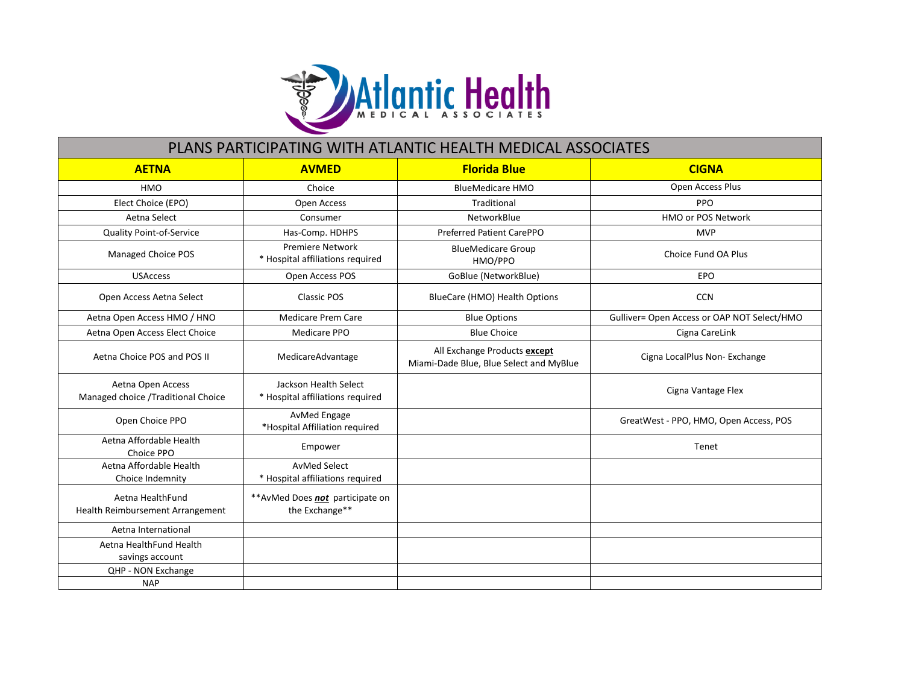# Atlantic Health MEDICAL ASSOCIATES

| PLANS PARTICIPATING WITH ATLANTIC HEALTH MEDICAL ASSOCIATES | | | |
|---|---|---|---|
| **AETNA** | **AVMED** | **Florida Blue** | **CIGNA** |
| HMO | Choice | BlueMedicare HMO | Open Access Plus |
| Elect Choice (EPO) | Open Access | Traditional | PPO |
| Aetna Select | Consumer | NetworkBlue | HMO or POS Network |
| Quality Point-of-Service | Has-Comp. HDHPS | Preferred Patient CarePPO | MVP |
| Managed Choice POS | Premiere Network * Hospital affiliations required | BlueMedicare Group HMO/PPO | Choice Fund OA Plus |
| USAccess | Open Access POS | GoBlue (NetworkBlue) | EPO |
| Open Access Aetna Select | Classic POS | BlueCare (HMO) Health Options | CCN |
| Aetna Open Access HMO / HNO | Medicare Prem Care | Blue Options | Gulliver= Open Access or OAP NOT Select/HMO |
| Aetna Open Access Elect Choice | Medicare PPO | Blue Choice | Cigna CareLink |
| Aetna Choice POS and POS II | MedicareAdvantage | All Exchange Products **except** Miami-Dade Blue, Blue Select and MyBlue | Cigna LocalPlus Non- Exchange |
| Aetna Open Access Managed choice /Traditional Choice | Jackson Health Select * Hospital affiliations required | | Cigna Vantage Flex |
| Open Choice PPO | AvMed Engage *Hospital Affiliation required | | GreatWest - PPO, HMO, Open Access, POS |
| Aetna Affordable Health Choice PPO | Empower | | Tenet |
| Aetna Affordable Health Choice Indemnity | AvMed Select * Hospital affiliations required | | |
| Aetna HealthFund Health Reimbursement Arrangement | **AvMed Does ***not*** participate on the Exchange** | | |
| Aetna International | | | |
| Aetna HealthFund Health savings account | | | |
| QHP - NON Exchange | | | |
| NAP | | | |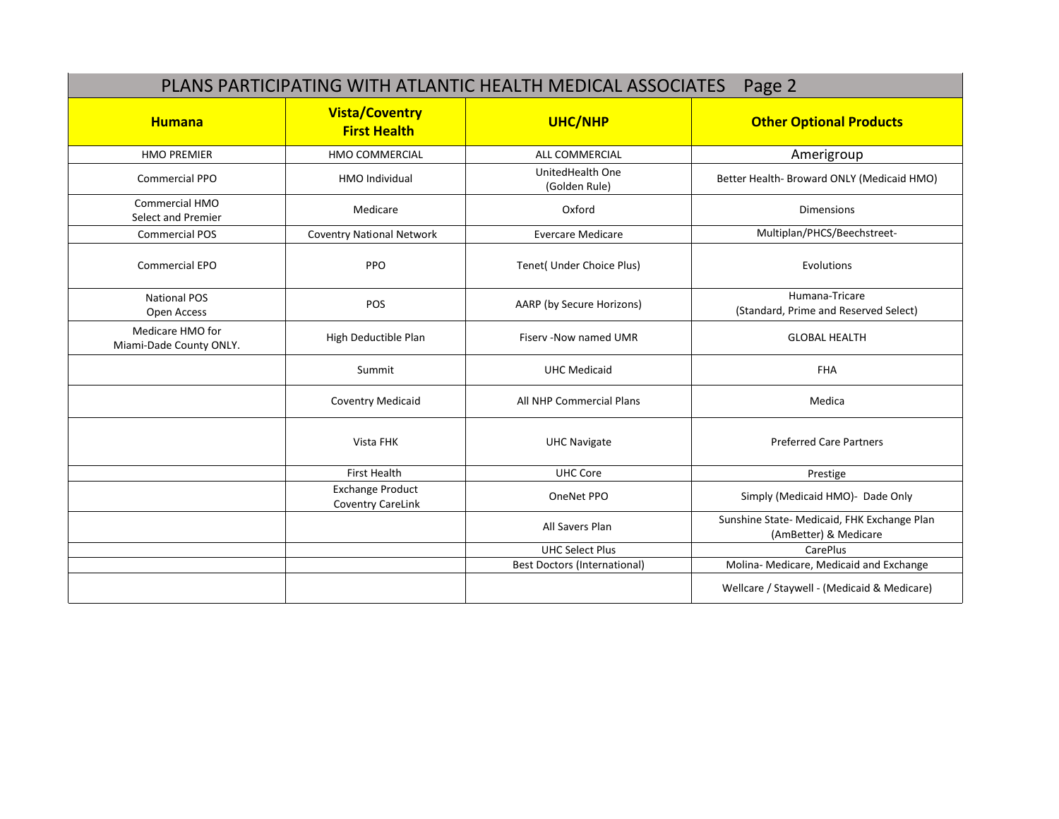# PLANS PARTICIPATING WITH ATLANTIC HEALTH MEDICAL ASSOCIATES Page 2

| Humana | Vista/Coventry First Health | UHC/NHP | Other Optional Products |
|---|---|---|---|
| HMO PREMIER | HMO COMMERCIAL | ALL COMMERCIAL | Amerigroup |
| Commercial PPO | HMO Individual | UnitedHealth One (Golden Rule) | Better Health- Broward ONLY (Medicaid HMO) |
| Commercial HMO Select and Premier | Medicare | Oxford | Dimensions |
| Commercial POS | Coventry National Network | Evercare Medicare | Multiplan/PHCS/Beechstreet- |
| Commercial EPO | PPO | Tenet( Under Choice Plus) | Evolutions |
| National POS Open Access | POS | AARP (by Secure Horizons) | Humana-Tricare (Standard, Prime and Reserved Select) |
| Medicare HMO for Miami-Dade County ONLY. | High Deductible Plan | Fiserv -Now named UMR | GLOBAL HEALTH |
| | Summit | UHC Medicaid | FHA |
| | Coventry Medicaid | All NHP Commercial Plans | Medica |
| | Vista FHK | UHC Navigate | Preferred Care Partners |
| | First Health | UHC Core | Prestige |
| | Exchange Product Coventry CareLink | OneNet PPO | Simply (Medicaid HMO)- Dade Only |
| | | All Savers Plan | Sunshine State- Medicaid, FHK Exchange Plan (AmBetter) & Medicare |
| | | UHC Select Plus | CarePlus |
| | | Best Doctors (International) | Molina- Medicare, Medicaid and Exchange |
| | | | Wellcare / Staywell - (Medicaid & Medicare) |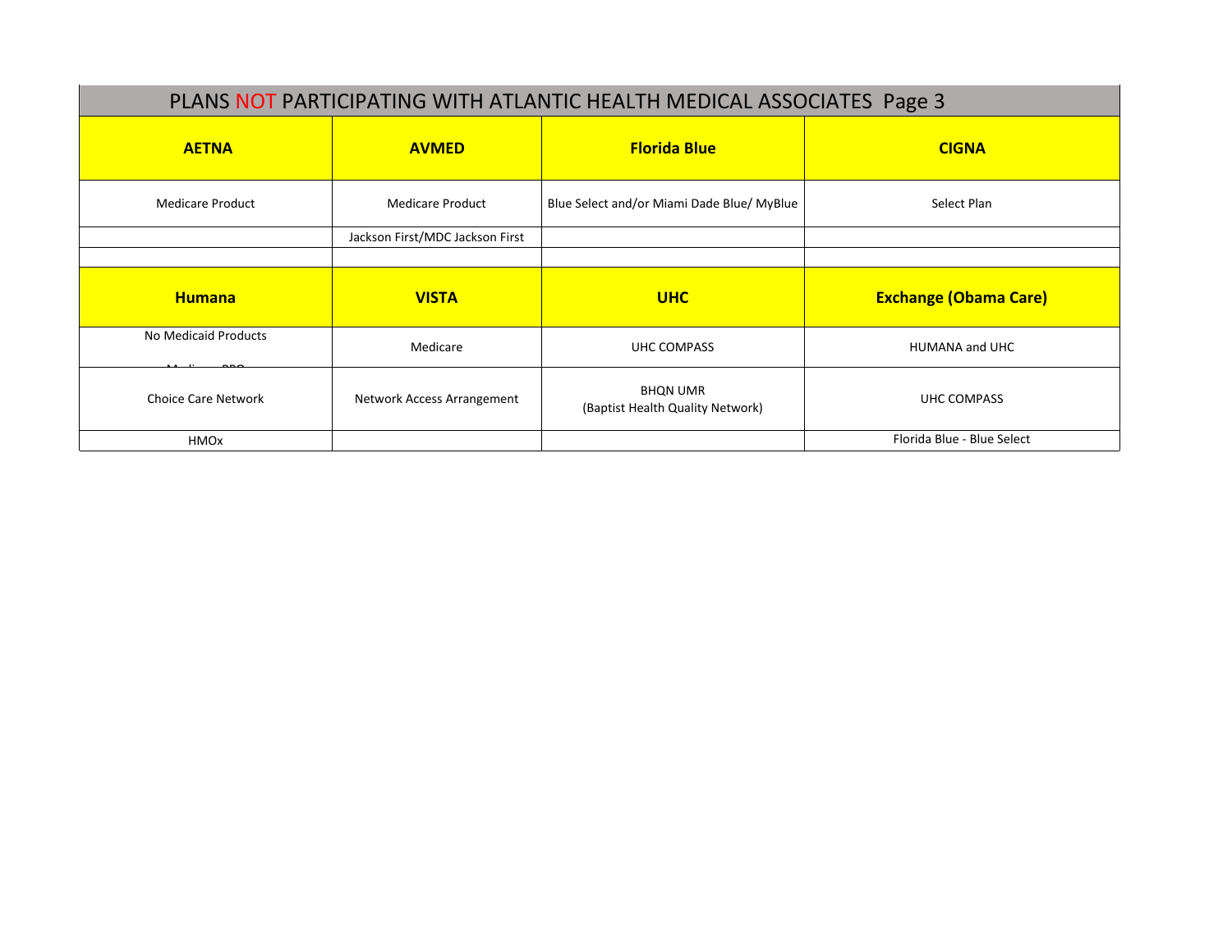| PLANS NOT PARTICIPATING WITH ATLANTIC HEALTH MEDICAL ASSOCIATES Page 3 | | | |
|---|---|---|---|
| **AETNA** | **AVMED** | **Florida Blue** | **CIGNA** |
| Medicare Product | Medicare Product | Blue Select and/or Miami Dade Blue/ MyBlue | Select Plan |
| | Jackson First/MDC Jackson First | | |
| | | | |
| **Humana** | **VISTA** | **UHC** | **Exchange (Obama Care)** |
| No Medicaid Products | Medicare | UHC COMPASS | HUMANA and UHC |
| Choice Care Network | Network Access Arrangement | BHQN UMR (Baptist Health Quality Network) | UHC COMPASS |
| HMOx | | | Florida Blue - Blue Select |